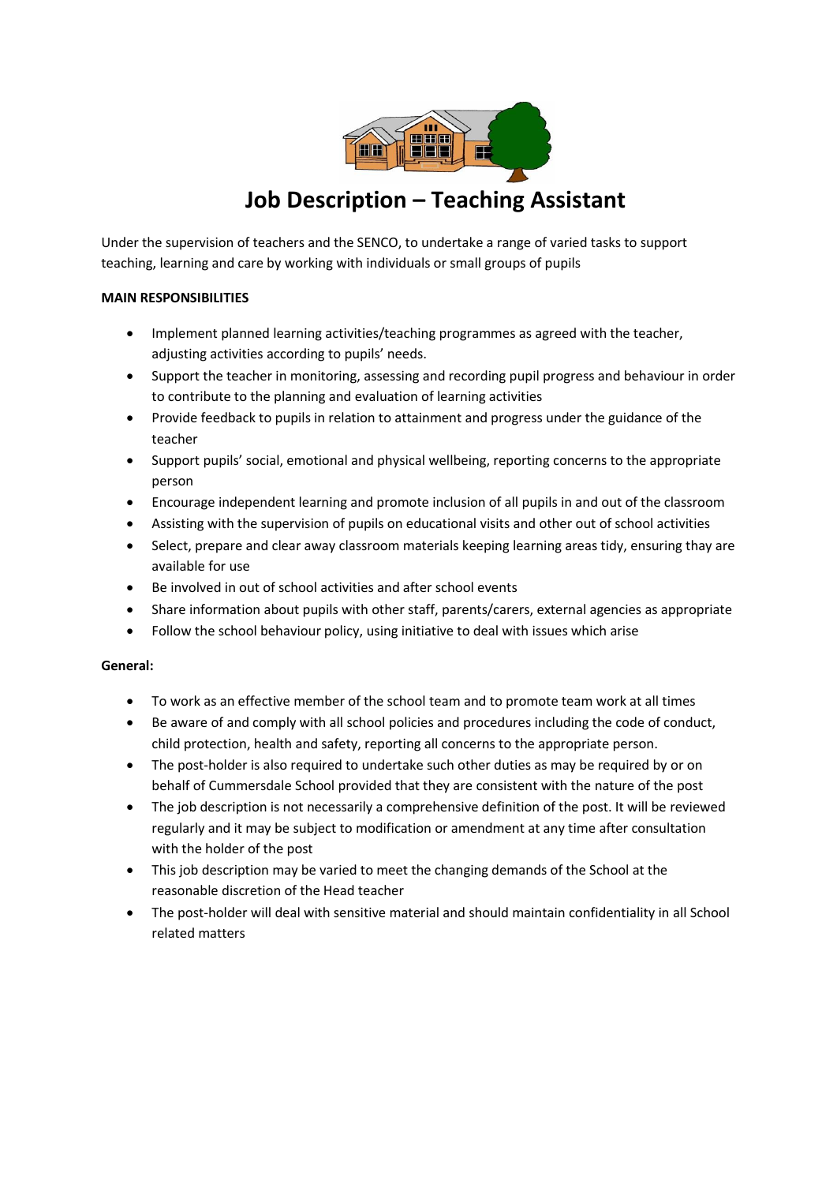# Job Description – Teaching Assistant

Under the supervision of teachers and the SENCO, to undertake a range of varied tasks to support teaching, learning and care by working with individuals or small groups of pupils

**MAIN RESPONSIBILITIES**

- Implement planned learning activities/teaching programmes as agreed with the teacher, adjusting activities according to pupils' needs.
- Support the teacher in monitoring, assessing and recording pupil progress and behaviour in order to contribute to the planning and evaluation of learning activities
- Provide feedback to pupils in relation to attainment and progress under the guidance of the teacher
- Support pupils' social, emotional and physical wellbeing, reporting concerns to the appropriate person
- Encourage independent learning and promote inclusion of all pupils in and out of the classroom
- Assisting with the supervision of pupils on educational visits and other out of school activities
- Select, prepare and clear away classroom materials keeping learning areas tidy, ensuring thay are available for use
- Be involved in out of school activities and after school events
- Share information about pupils with other staff, parents/carers, external agencies as appropriate
- Follow the school behaviour policy, using initiative to deal with issues which arise

**General:**

- To work as an effective member of the school team and to promote team work at all times
- Be aware of and comply with all school policies and procedures including the code of conduct, child protection, health and safety, reporting all concerns to the appropriate person.
- The post-holder is also required to undertake such other duties as may be required by or on behalf of Cummersdale School provided that they are consistent with the nature of the post
- The job description is not necessarily a comprehensive definition of the post. It will be reviewed regularly and it may be subject to modification or amendment at any time after consultation with the holder of the post
- This job description may be varied to meet the changing demands of the School at the reasonable discretion of the Head teacher
- The post-holder will deal with sensitive material and should maintain confidentiality in all School related matters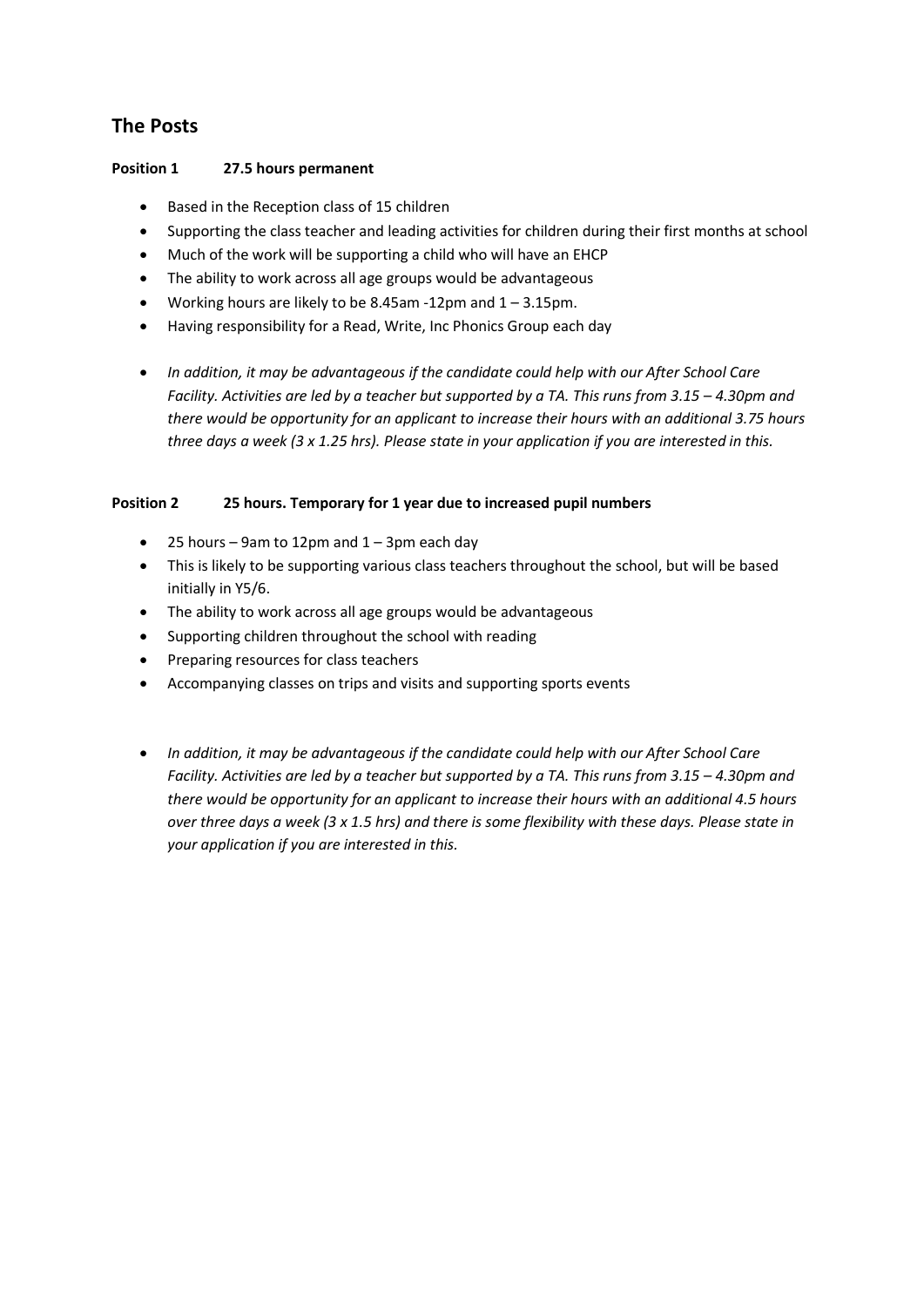## The Posts

**Position 1 27.5 hours permanent**

- Based in the Reception class of 15 children
- Supporting the class teacher and leading activities for children during their first months at school
- Much of the work will be supporting a child who will have an EHCP
- The ability to work across all age groups would be advantageous
- Working hours are likely to be 8.45am -12pm and 1 – 3.15pm.
- Having responsibility for a Read, Write, Inc Phonics Group each day

- *In addition, it may be advantageous if the candidate could help with our After School Care Facility. Activities are led by a teacher but supported by a TA. This runs from 3.15 – 4.30pm and there would be opportunity for an applicant to increase their hours with an additional 3.75 hours three days a week (3 x 1.25 hrs). Please state in your application if you are interested in this.*

**Position 2 25 hours. Temporary for 1 year due to increased pupil numbers**

- 25 hours – 9am to 12pm and 1 – 3pm each day
- This is likely to be supporting various class teachers throughout the school, but will be based initially in Y5/6.
- The ability to work across all age groups would be advantageous
- Supporting children throughout the school with reading
- Preparing resources for class teachers
- Accompanying classes on trips and visits and supporting sports events

- *In addition, it may be advantageous if the candidate could help with our After School Care Facility. Activities are led by a teacher but supported by a TA. This runs from 3.15 – 4.30pm and there would be opportunity for an applicant to increase their hours with an additional 4.5 hours over three days a week (3 x 1.5 hrs) and there is some flexibility with these days. Please state in your application if you are interested in this.*